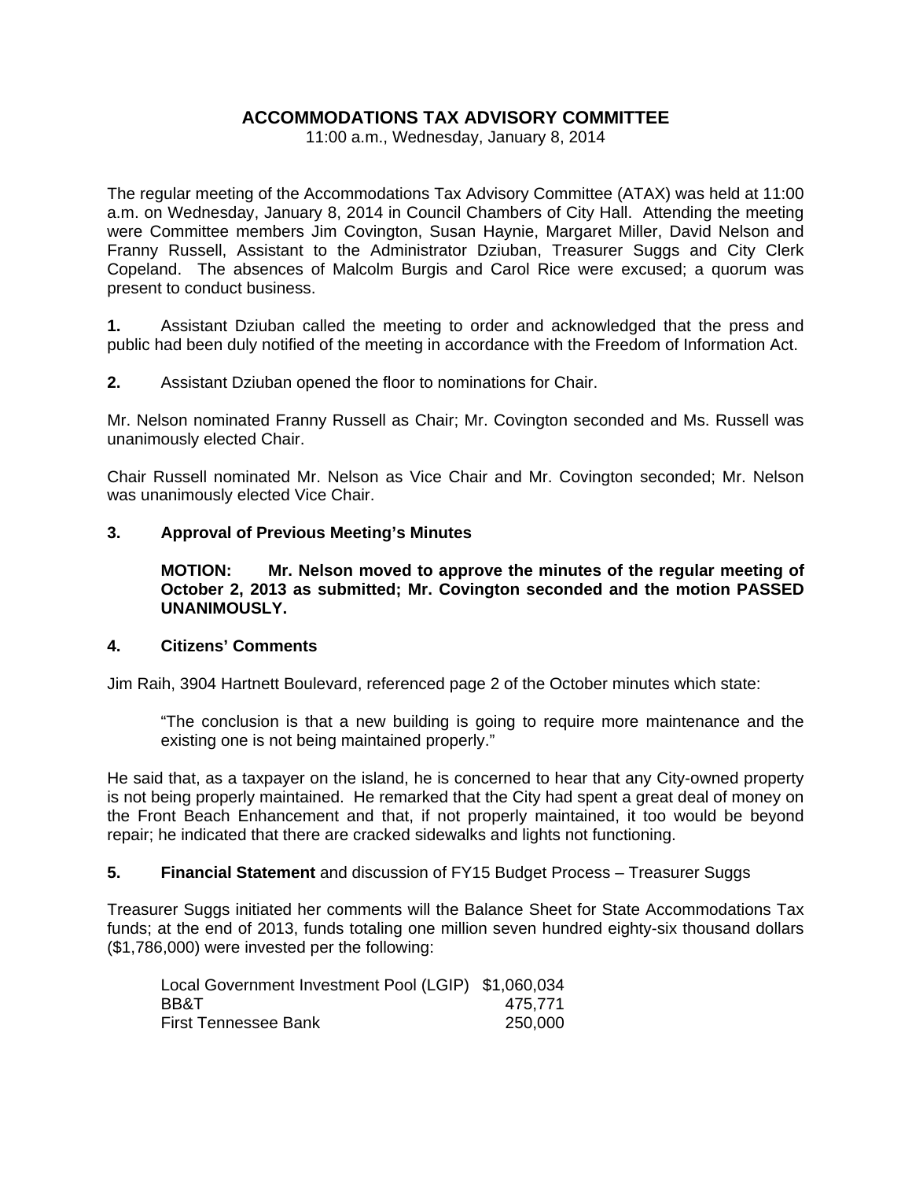# ACCOMMODATIONS TAX ADVISORY COMMITTEE

11:00 a.m., Wednesday, January 8, 2014

The regular meeting of the Accommodations Tax Advisory Committee (ATAX) was held at 11:00 a.m. on Wednesday, January 8, 2014 in Council Chambers of City Hall. Attending the meeting were Committee members Jim Covington, Susan Haynie, Margaret Miller, David Nelson and Franny Russell, Assistant to the Administrator Dziuban, Treasurer Suggs and City Clerk Copeland. The absences of Malcolm Burgis and Carol Rice were excused; a quorum was present to conduct business.

**1.** Assistant Dziuban called the meeting to order and acknowledged that the press and public had been duly notified of the meeting in accordance with the Freedom of Information Act.

**2.** Assistant Dziuban opened the floor to nominations for Chair.

Mr. Nelson nominated Franny Russell as Chair; Mr. Covington seconded and Ms. Russell was unanimously elected Chair.

Chair Russell nominated Mr. Nelson as Vice Chair and Mr. Covington seconded; Mr. Nelson was unanimously elected Vice Chair.

**3. Approval of Previous Meeting's Minutes**

> **MOTION: Mr. Nelson moved to approve the minutes of the regular meeting of October 2, 2013 as submitted; Mr. Covington seconded and the motion PASSED UNANIMOUSLY.**

**4. Citizens' Comments**

Jim Raih, 3904 Hartnett Boulevard, referenced page 2 of the October minutes which state:

> "The conclusion is that a new building is going to require more maintenance and the existing one is not being maintained properly."

He said that, as a taxpayer on the island, he is concerned to hear that any City-owned property is not being properly maintained. He remarked that the City had spent a great deal of money on the Front Beach Enhancement and that, if not properly maintained, it too would be beyond repair; he indicated that there are cracked sidewalks and lights not functioning.

**5. Financial Statement** and discussion of FY15 Budget Process – Treasurer Suggs

Treasurer Suggs initiated her comments will the Balance Sheet for State Accommodations Tax funds; at the end of 2013, funds totaling one million seven hundred eighty-six thousand dollars ($1,786,000) were invested per the following:

| | |
|---|---:|
| Local Government Investment Pool (LGIP) | $1,060,034 |
| BB&T | 475,771 |
| First Tennessee Bank | 250,000 |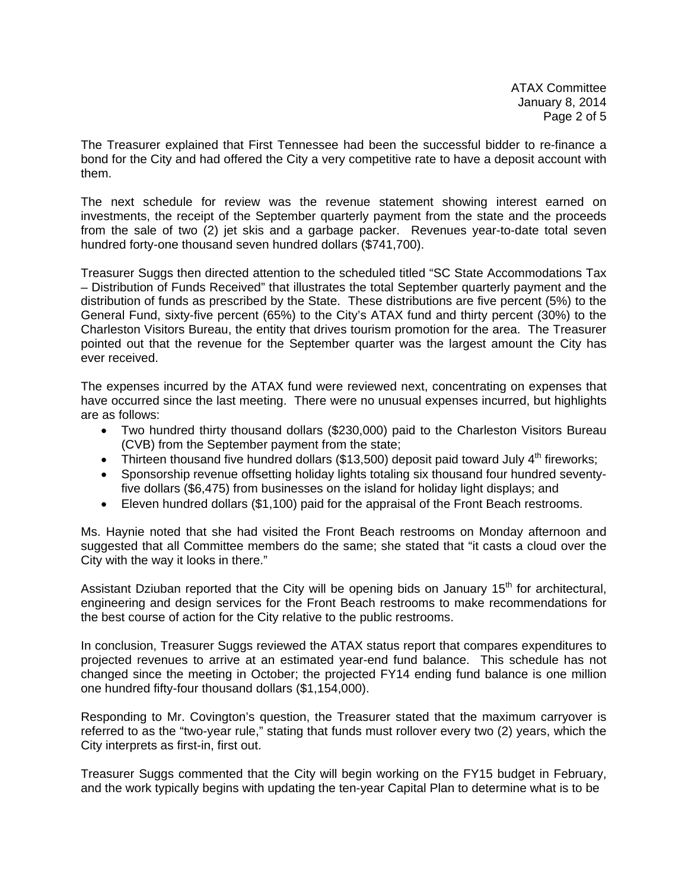The Treasurer explained that First Tennessee had been the successful bidder to re-finance a bond for the City and had offered the City a very competitive rate to have a deposit account with them.

The next schedule for review was the revenue statement showing interest earned on investments, the receipt of the September quarterly payment from the state and the proceeds from the sale of two (2) jet skis and a garbage packer. Revenues year-to-date total seven hundred forty-one thousand seven hundred dollars ($741,700).

Treasurer Suggs then directed attention to the scheduled titled "SC State Accommodations Tax – Distribution of Funds Received" that illustrates the total September quarterly payment and the distribution of funds as prescribed by the State. These distributions are five percent (5%) to the General Fund, sixty-five percent (65%) to the City's ATAX fund and thirty percent (30%) to the Charleston Visitors Bureau, the entity that drives tourism promotion for the area. The Treasurer pointed out that the revenue for the September quarter was the largest amount the City has ever received.

The expenses incurred by the ATAX fund were reviewed next, concentrating on expenses that have occurred since the last meeting. There were no unusual expenses incurred, but highlights are as follows:

- Two hundred thirty thousand dollars ($230,000) paid to the Charleston Visitors Bureau (CVB) from the September payment from the state;
- Thirteen thousand five hundred dollars ($13,500) deposit paid toward July 4th fireworks;
- Sponsorship revenue offsetting holiday lights totaling six thousand four hundred seventy-five dollars ($6,475) from businesses on the island for holiday light displays; and
- Eleven hundred dollars ($1,100) paid for the appraisal of the Front Beach restrooms.

Ms. Haynie noted that she had visited the Front Beach restrooms on Monday afternoon and suggested that all Committee members do the same; she stated that "it casts a cloud over the City with the way it looks in there."

Assistant Dziuban reported that the City will be opening bids on January 15th for architectural, engineering and design services for the Front Beach restrooms to make recommendations for the best course of action for the City relative to the public restrooms.

In conclusion, Treasurer Suggs reviewed the ATAX status report that compares expenditures to projected revenues to arrive at an estimated year-end fund balance. This schedule has not changed since the meeting in October; the projected FY14 ending fund balance is one million one hundred fifty-four thousand dollars ($1,154,000).

Responding to Mr. Covington's question, the Treasurer stated that the maximum carryover is referred to as the "two-year rule," stating that funds must rollover every two (2) years, which the City interprets as first-in, first out.

Treasurer Suggs commented that the City will begin working on the FY15 budget in February, and the work typically begins with updating the ten-year Capital Plan to determine what is to be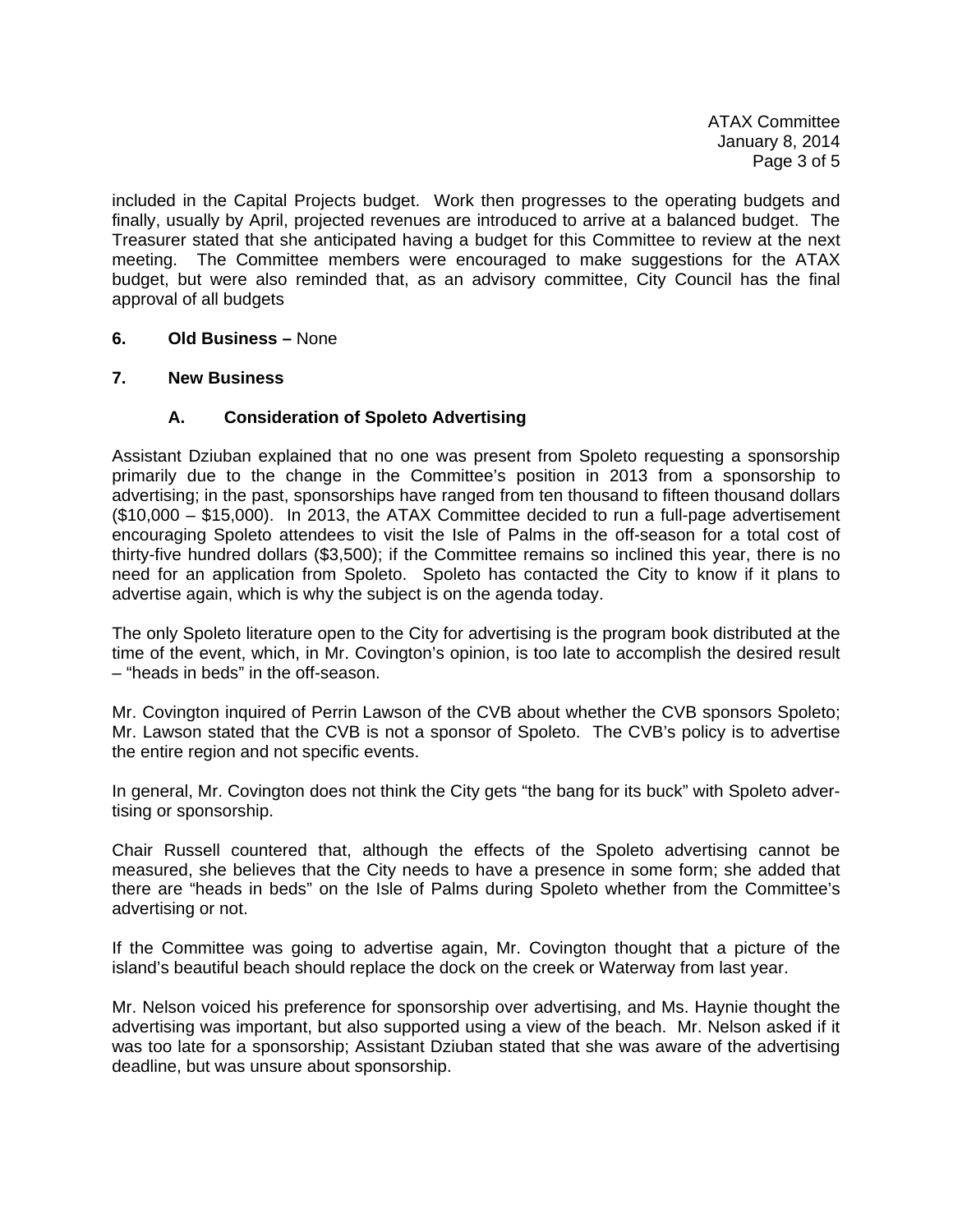included in the Capital Projects budget. Work then progresses to the operating budgets and finally, usually by April, projected revenues are introduced to arrive at a balanced budget. The Treasurer stated that she anticipated having a budget for this Committee to review at the next meeting. The Committee members were encouraged to make suggestions for the ATAX budget, but were also reminded that, as an advisory committee, City Council has the final approval of all budgets

**6. Old Business –** None

**7. New Business**

**A. Consideration of Spoleto Advertising**

Assistant Dziuban explained that no one was present from Spoleto requesting a sponsorship primarily due to the change in the Committee's position in 2013 from a sponsorship to advertising; in the past, sponsorships have ranged from ten thousand to fifteen thousand dollars ($10,000 – $15,000). In 2013, the ATAX Committee decided to run a full-page advertisement encouraging Spoleto attendees to visit the Isle of Palms in the off-season for a total cost of thirty-five hundred dollars ($3,500); if the Committee remains so inclined this year, there is no need for an application from Spoleto. Spoleto has contacted the City to know if it plans to advertise again, which is why the subject is on the agenda today.

The only Spoleto literature open to the City for advertising is the program book distributed at the time of the event, which, in Mr. Covington's opinion, is too late to accomplish the desired result – "heads in beds" in the off-season.

Mr. Covington inquired of Perrin Lawson of the CVB about whether the CVB sponsors Spoleto; Mr. Lawson stated that the CVB is not a sponsor of Spoleto. The CVB's policy is to advertise the entire region and not specific events.

In general, Mr. Covington does not think the City gets "the bang for its buck" with Spoleto advertising or sponsorship.

Chair Russell countered that, although the effects of the Spoleto advertising cannot be measured, she believes that the City needs to have a presence in some form; she added that there are "heads in beds" on the Isle of Palms during Spoleto whether from the Committee's advertising or not.

If the Committee was going to advertise again, Mr. Covington thought that a picture of the island's beautiful beach should replace the dock on the creek or Waterway from last year.

Mr. Nelson voiced his preference for sponsorship over advertising, and Ms. Haynie thought the advertising was important, but also supported using a view of the beach. Mr. Nelson asked if it was too late for a sponsorship; Assistant Dziuban stated that she was aware of the advertising deadline, but was unsure about sponsorship.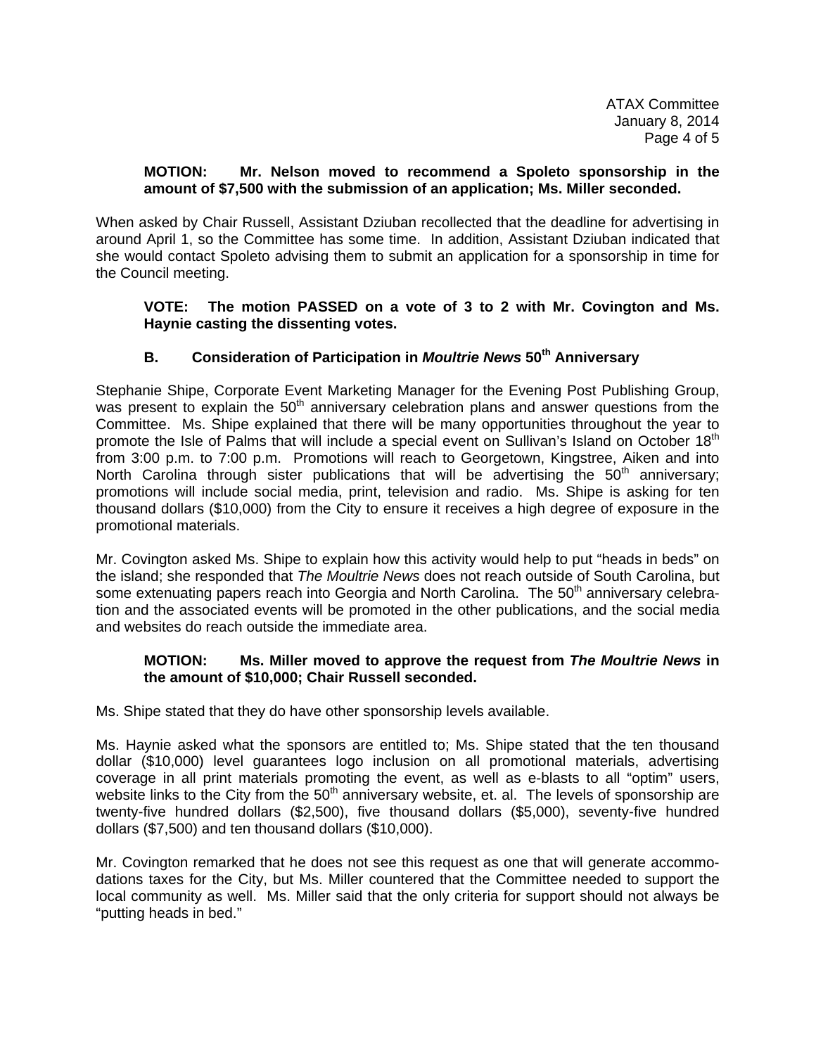**MOTION: Mr. Nelson moved to recommend a Spoleto sponsorship in the amount of $7,500 with the submission of an application; Ms. Miller seconded.**

When asked by Chair Russell, Assistant Dziuban recollected that the deadline for advertising in around April 1, so the Committee has some time. In addition, Assistant Dziuban indicated that she would contact Spoleto advising them to submit an application for a sponsorship in time for the Council meeting.

**VOTE: The motion PASSED on a vote of 3 to 2 with Mr. Covington and Ms. Haynie casting the dissenting votes.**

### B. Consideration of Participation in *Moultrie News* 50th Anniversary

Stephanie Shipe, Corporate Event Marketing Manager for the Evening Post Publishing Group, was present to explain the 50th anniversary celebration plans and answer questions from the Committee. Ms. Shipe explained that there will be many opportunities throughout the year to promote the Isle of Palms that will include a special event on Sullivan's Island on October 18th from 3:00 p.m. to 7:00 p.m. Promotions will reach to Georgetown, Kingstree, Aiken and into North Carolina through sister publications that will be advertising the 50th anniversary; promotions will include social media, print, television and radio. Ms. Shipe is asking for ten thousand dollars ($10,000) from the City to ensure it receives a high degree of exposure in the promotional materials.

Mr. Covington asked Ms. Shipe to explain how this activity would help to put "heads in beds" on the island; she responded that *The Moultrie News* does not reach outside of South Carolina, but some extenuating papers reach into Georgia and North Carolina. The 50th anniversary celebration and the associated events will be promoted in the other publications, and the social media and websites do reach outside the immediate area.

**MOTION: Ms. Miller moved to approve the request from *The Moultrie News* in the amount of $10,000; Chair Russell seconded.**

Ms. Shipe stated that they do have other sponsorship levels available.

Ms. Haynie asked what the sponsors are entitled to; Ms. Shipe stated that the ten thousand dollar ($10,000) level guarantees logo inclusion on all promotional materials, advertising coverage in all print materials promoting the event, as well as e-blasts to all "optim" users, website links to the City from the 50th anniversary website, et. al. The levels of sponsorship are twenty-five hundred dollars ($2,500), five thousand dollars ($5,000), seventy-five hundred dollars ($7,500) and ten thousand dollars ($10,000).

Mr. Covington remarked that he does not see this request as one that will generate accommodations taxes for the City, but Ms. Miller countered that the Committee needed to support the local community as well. Ms. Miller said that the only criteria for support should not always be "putting heads in bed."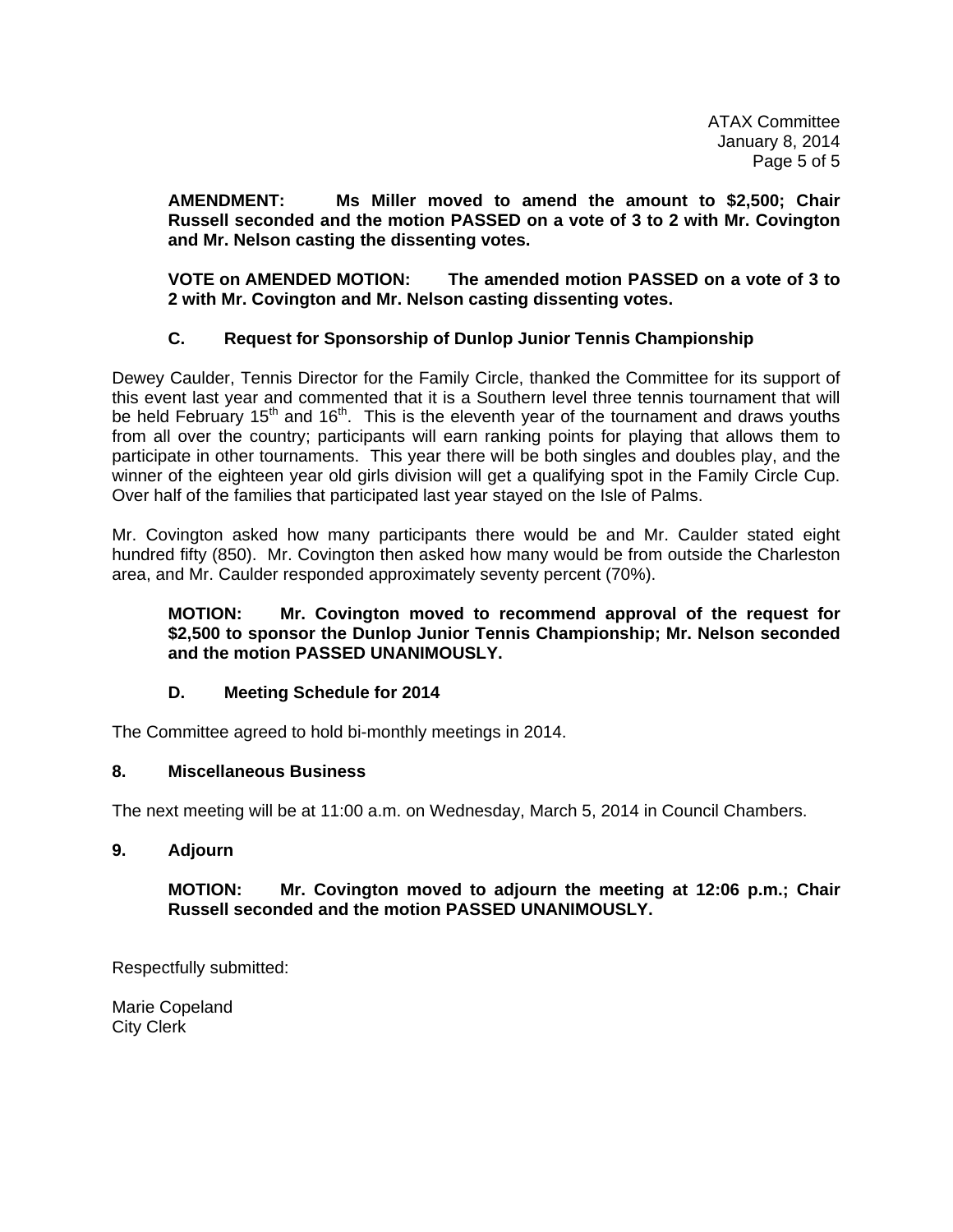**AMENDMENT:** **Ms Miller moved to amend the amount to $2,500; Chair Russell seconded and the motion PASSED on a vote of 3 to 2 with Mr. Covington and Mr. Nelson casting the dissenting votes.**

**VOTE on AMENDED MOTION:** **The amended motion PASSED on a vote of 3 to 2 with Mr. Covington and Mr. Nelson casting dissenting votes.**

### C. Request for Sponsorship of Dunlop Junior Tennis Championship

Dewey Caulder, Tennis Director for the Family Circle, thanked the Committee for its support of this event last year and commented that it is a Southern level three tennis tournament that will be held February 15th and 16th. This is the eleventh year of the tournament and draws youths from all over the country; participants will earn ranking points for playing that allows them to participate in other tournaments. This year there will be both singles and doubles play, and the winner of the eighteen year old girls division will get a qualifying spot in the Family Circle Cup. Over half of the families that participated last year stayed on the Isle of Palms.

Mr. Covington asked how many participants there would be and Mr. Caulder stated eight hundred fifty (850). Mr. Covington then asked how many would be from outside the Charleston area, and Mr. Caulder responded approximately seventy percent (70%).

**MOTION:** **Mr. Covington moved to recommend approval of the request for $2,500 to sponsor the Dunlop Junior Tennis Championship; Mr. Nelson seconded and the motion PASSED UNANIMOUSLY.**

### D. Meeting Schedule for 2014

The Committee agreed to hold bi-monthly meetings in 2014.

## 8. Miscellaneous Business

The next meeting will be at 11:00 a.m. on Wednesday, March 5, 2014 in Council Chambers.

## 9. Adjourn

**MOTION:** **Mr. Covington moved to adjourn the meeting at 12:06 p.m.; Chair Russell seconded and the motion PASSED UNANIMOUSLY.**

Respectfully submitted:

Marie Copeland
City Clerk